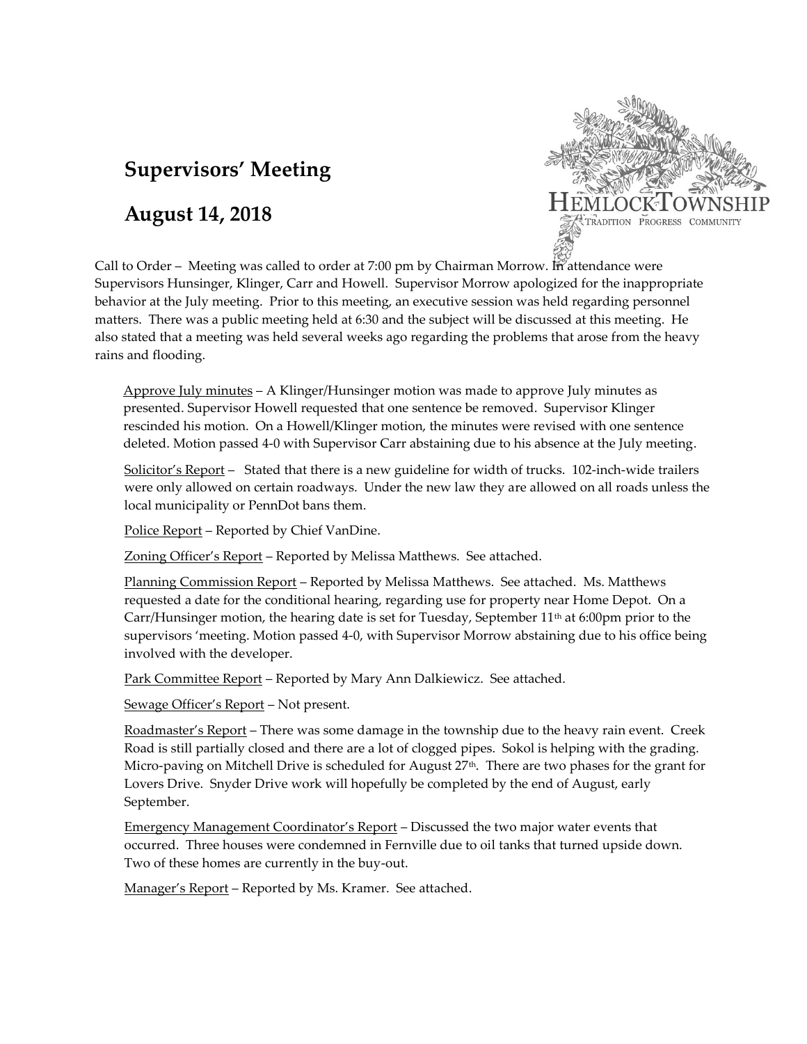# Supervisors' Meeting

## August 14, 2018

HEMLOCK TOWNSHIP
TRADITION PROGRESS COMMUNITY

Call to Order – Meeting was called to order at 7:00 pm by Chairman Morrow. In attendance were Supervisors Hunsinger, Klinger, Carr and Howell. Supervisor Morrow apologized for the inappropriate behavior at the July meeting. Prior to this meeting, an executive session was held regarding personnel matters. There was a public meeting held at 6:30 and the subject will be discussed at this meeting. He also stated that a meeting was held several weeks ago regarding the problems that arose from the heavy rains and flooding.

Approve July minutes – A Klinger/Hunsinger motion was made to approve July minutes as presented. Supervisor Howell requested that one sentence be removed. Supervisor Klinger rescinded his motion. On a Howell/Klinger motion, the minutes were revised with one sentence deleted. Motion passed 4-0 with Supervisor Carr abstaining due to his absence at the July meeting.

Solicitor's Report – Stated that there is a new guideline for width of trucks. 102-inch-wide trailers were only allowed on certain roadways. Under the new law they are allowed on all roads unless the local municipality or PennDot bans them.

Police Report – Reported by Chief VanDine.

Zoning Officer's Report – Reported by Melissa Matthews. See attached.

Planning Commission Report – Reported by Melissa Matthews. See attached. Ms. Matthews requested a date for the conditional hearing, regarding use for property near Home Depot. On a Carr/Hunsinger motion, the hearing date is set for Tuesday, September 11th at 6:00pm prior to the supervisors 'meeting. Motion passed 4-0, with Supervisor Morrow abstaining due to his office being involved with the developer.

Park Committee Report – Reported by Mary Ann Dalkiewicz. See attached.

Sewage Officer's Report – Not present.

Roadmaster's Report – There was some damage in the township due to the heavy rain event. Creek Road is still partially closed and there are a lot of clogged pipes. Sokol is helping with the grading. Micro-paving on Mitchell Drive is scheduled for August 27th. There are two phases for the grant for Lovers Drive. Snyder Drive work will hopefully be completed by the end of August, early September.

Emergency Management Coordinator's Report – Discussed the two major water events that occurred. Three houses were condemned in Fernville due to oil tanks that turned upside down. Two of these homes are currently in the buy-out.

Manager's Report – Reported by Ms. Kramer. See attached.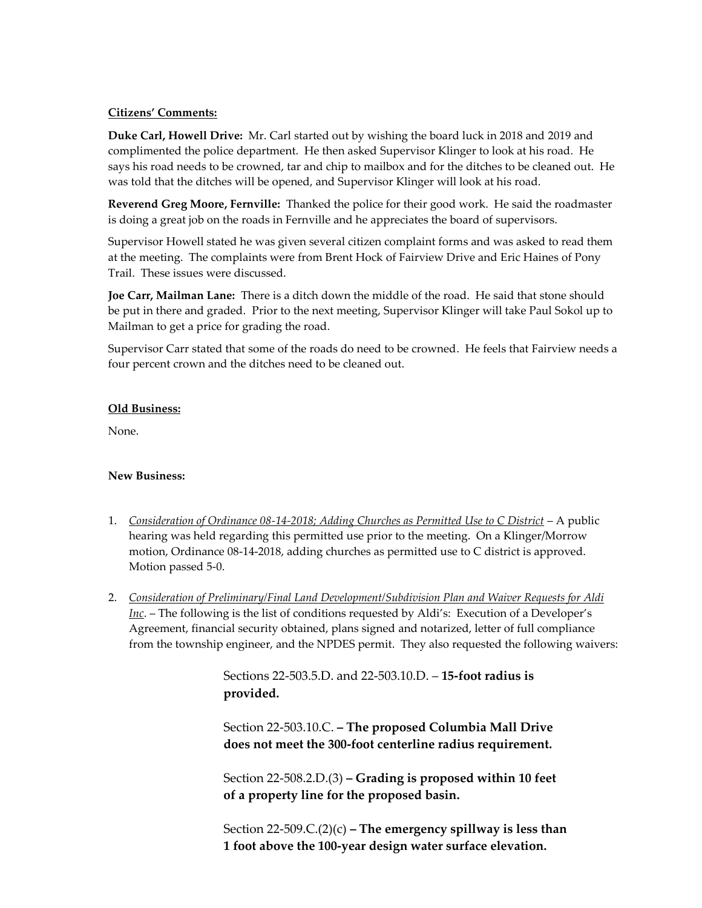**Citizens' Comments:**

**Duke Carl, Howell Drive:** Mr. Carl started out by wishing the board luck in 2018 and 2019 and complimented the police department. He then asked Supervisor Klinger to look at his road. He says his road needs to be crowned, tar and chip to mailbox and for the ditches to be cleaned out. He was told that the ditches will be opened, and Supervisor Klinger will look at his road.

**Reverend Greg Moore, Fernville:** Thanked the police for their good work. He said the roadmaster is doing a great job on the roads in Fernville and he appreciates the board of supervisors.

Supervisor Howell stated he was given several citizen complaint forms and was asked to read them at the meeting. The complaints were from Brent Hock of Fairview Drive and Eric Haines of Pony Trail. These issues were discussed.

**Joe Carr, Mailman Lane:** There is a ditch down the middle of the road. He said that stone should be put in there and graded. Prior to the next meeting, Supervisor Klinger will take Paul Sokol up to Mailman to get a price for grading the road.

Supervisor Carr stated that some of the roads do need to be crowned. He feels that Fairview needs a four percent crown and the ditches need to be cleaned out.

**Old Business:**

None.

**New Business:**

1. *Consideration of Ordinance 08-14-2018; Adding Churches as Permitted Use to C District* – A public hearing was held regarding this permitted use prior to the meeting. On a Klinger/Morrow motion, Ordinance 08-14-2018, adding churches as permitted use to C district is approved. Motion passed 5-0.

2. *Consideration of Preliminary/Final Land Development/Subdivision Plan and Waiver Requests for Aldi Inc.* – The following is the list of conditions requested by Aldi's: Execution of a Developer's Agreement, financial security obtained, plans signed and notarized, letter of full compliance from the township engineer, and the NPDES permit. They also requested the following waivers:

    Sections 22-503.5.D. and 22-503.10.D. – **15-foot radius is provided.**

    Section 22-503.10.C. **– The proposed Columbia Mall Drive does not meet the 300-foot centerline radius requirement.**

    Section 22-508.2.D.(3) **– Grading is proposed within 10 feet of a property line for the proposed basin.**

    Section 22-509.C.(2)(c) **– The emergency spillway is less than 1 foot above the 100-year design water surface elevation.**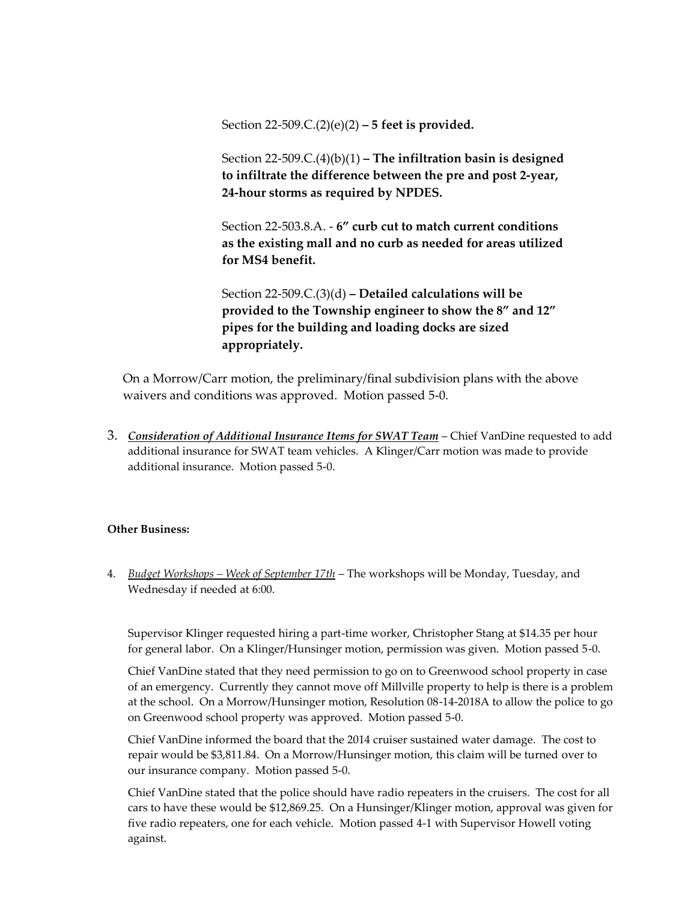Section 22-509.C.(2)(e)(2) **– 5 feet is provided.**

Section 22-509.C.(4)(b)(1) **– The infiltration basin is designed to infiltrate the difference between the pre and post 2-year, 24-hour storms as required by NPDES.**

Section 22-503.8.A. - **6" curb cut to match current conditions as the existing mall and no curb as needed for areas utilized for MS4 benefit.**

Section 22-509.C.(3)(d) **– Detailed calculations will be provided to the Township engineer to show the 8" and 12" pipes for the building and loading docks are sized appropriately.**

On a Morrow/Carr motion, the preliminary/final subdivision plans with the above waivers and conditions was approved. Motion passed 5-0.

3. ***Consideration of Additional Insurance Items for SWAT Team*** – Chief VanDine requested to add additional insurance for SWAT team vehicles. A Klinger/Carr motion was made to provide additional insurance. Motion passed 5-0.

**Other Business:**

4. *Budget Workshops – Week of September 17th* – The workshops will be Monday, Tuesday, and Wednesday if needed at 6:00.

Supervisor Klinger requested hiring a part-time worker, Christopher Stang at $14.35 per hour for general labor. On a Klinger/Hunsinger motion, permission was given. Motion passed 5-0.

Chief VanDine stated that they need permission to go on to Greenwood school property in case of an emergency. Currently they cannot move off Millville property to help is there is a problem at the school. On a Morrow/Hunsinger motion, Resolution 08-14-2018A to allow the police to go on Greenwood school property was approved. Motion passed 5-0.

Chief VanDine informed the board that the 2014 cruiser sustained water damage. The cost to repair would be $3,811.84. On a Morrow/Hunsinger motion, this claim will be turned over to our insurance company. Motion passed 5-0.

Chief VanDine stated that the police should have radio repeaters in the cruisers. The cost for all cars to have these would be $12,869.25. On a Hunsinger/Klinger motion, approval was given for five radio repeaters, one for each vehicle. Motion passed 4-1 with Supervisor Howell voting against.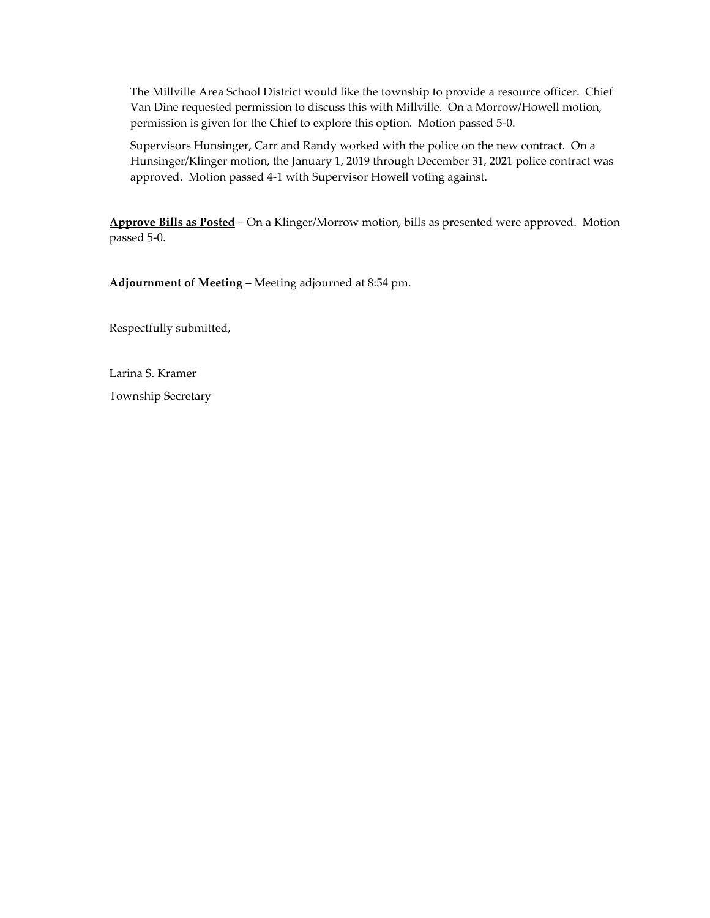The Millville Area School District would like the township to provide a resource officer. Chief Van Dine requested permission to discuss this with Millville. On a Morrow/Howell motion, permission is given for the Chief to explore this option. Motion passed 5-0.

Supervisors Hunsinger, Carr and Randy worked with the police on the new contract. On a Hunsinger/Klinger motion, the January 1, 2019 through December 31, 2021 police contract was approved. Motion passed 4-1 with Supervisor Howell voting against.

**Approve Bills as Posted** – On a Klinger/Morrow motion, bills as presented were approved. Motion passed 5-0.

**Adjournment of Meeting** – Meeting adjourned at 8:54 pm.

Respectfully submitted,

Larina S. Kramer

Township Secretary